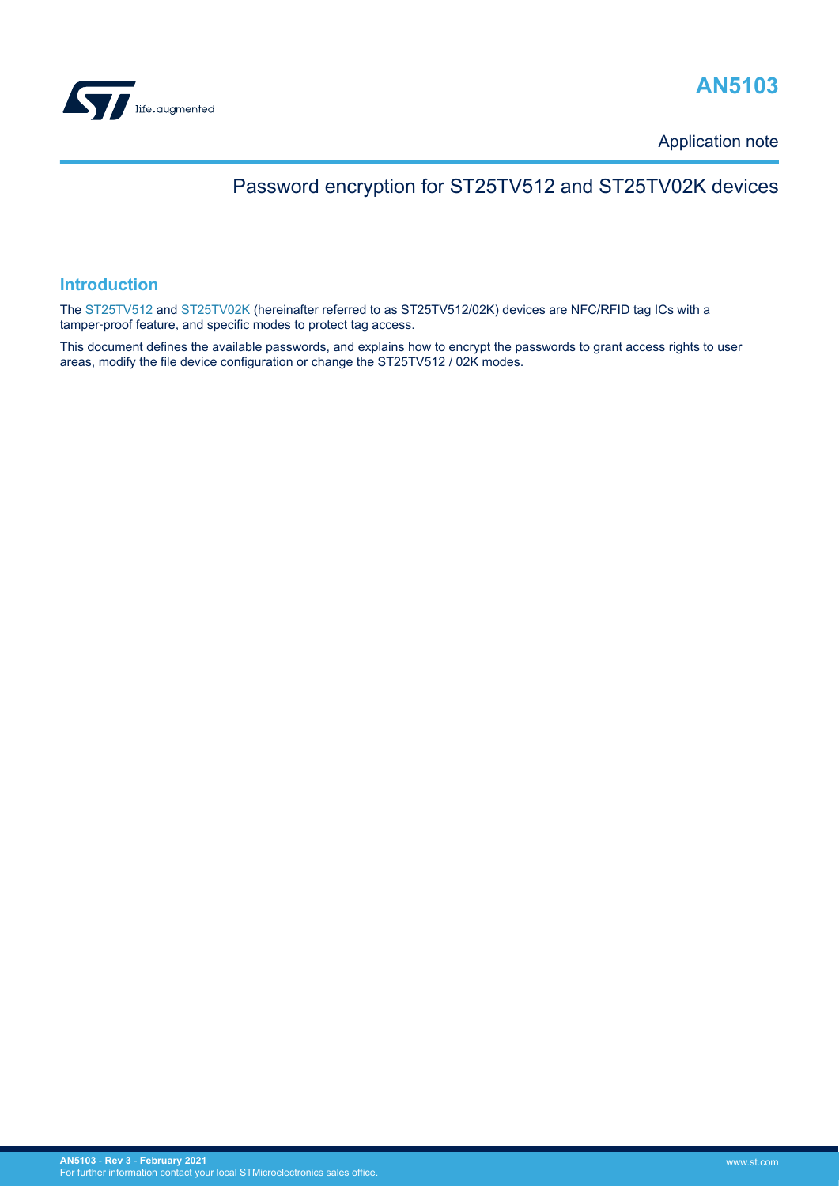# AN5103

Application note

## Password encryption for ST25TV512 and ST25TV02K devices

### Introduction

The ST25TV512 and ST25TV02K (hereinafter referred to as ST25TV512/02K) devices are NFC/RFID tag ICs with a tamper-proof feature, and specific modes to protect tag access.

This document defines the available passwords, and explains how to encrypt the passwords to grant access rights to user areas, modify the file device configuration or change the ST25TV512 / 02K modes.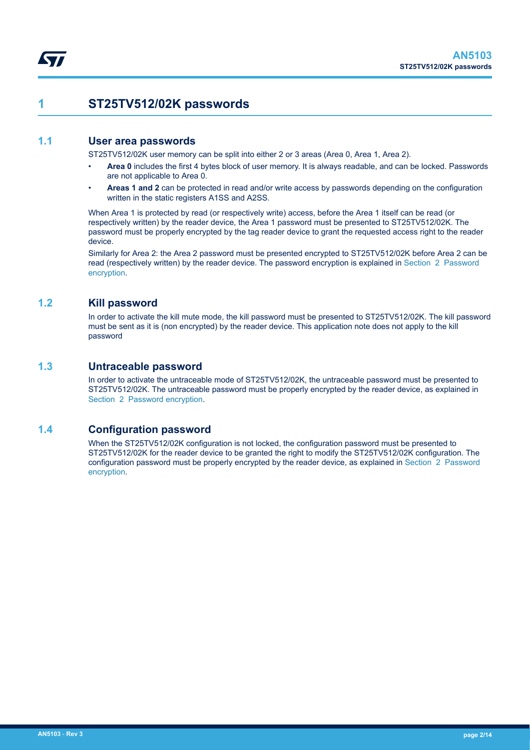# 1 ST25TV512/02K passwords

## 1.1 User area passwords

ST25TV512/02K user memory can be split into either 2 or 3 areas (Area 0, Area 1, Area 2).

- **Area 0** includes the first 4 bytes block of user memory. It is always readable, and can be locked. Passwords are not applicable to Area 0.
- **Areas 1 and 2** can be protected in read and/or write access by passwords depending on the configuration written in the static registers A1SS and A2SS.

When Area 1 is protected by read (or respectively write) access, before the Area 1 itself can be read (or respectively written) by the reader device, the Area 1 password must be presented to ST25TV512/02K. The password must be properly encrypted by the tag reader device to grant the requested access right to the reader device.

Similarly for Area 2: the Area 2 password must be presented encrypted to ST25TV512/02K before Area 2 can be read (respectively written) by the reader device. The password encryption is explained in Section 2 Password encryption.

## 1.2 Kill password

In order to activate the kill mute mode, the kill password must be presented to ST25TV512/02K. The kill password must be sent as it is (non encrypted) by the reader device. This application note does not apply to the kill password

## 1.3 Untraceable password

In order to activate the untraceable mode of ST25TV512/02K, the untraceable password must be presented to ST25TV512/02K. The untraceable password must be properly encrypted by the reader device, as explained in Section 2 Password encryption.

## 1.4 Configuration password

When the ST25TV512/02K configuration is not locked, the configuration password must be presented to ST25TV512/02K for the reader device to be granted the right to modify the ST25TV512/02K configuration. The configuration password must be properly encrypted by the reader device, as explained in Section 2 Password encryption.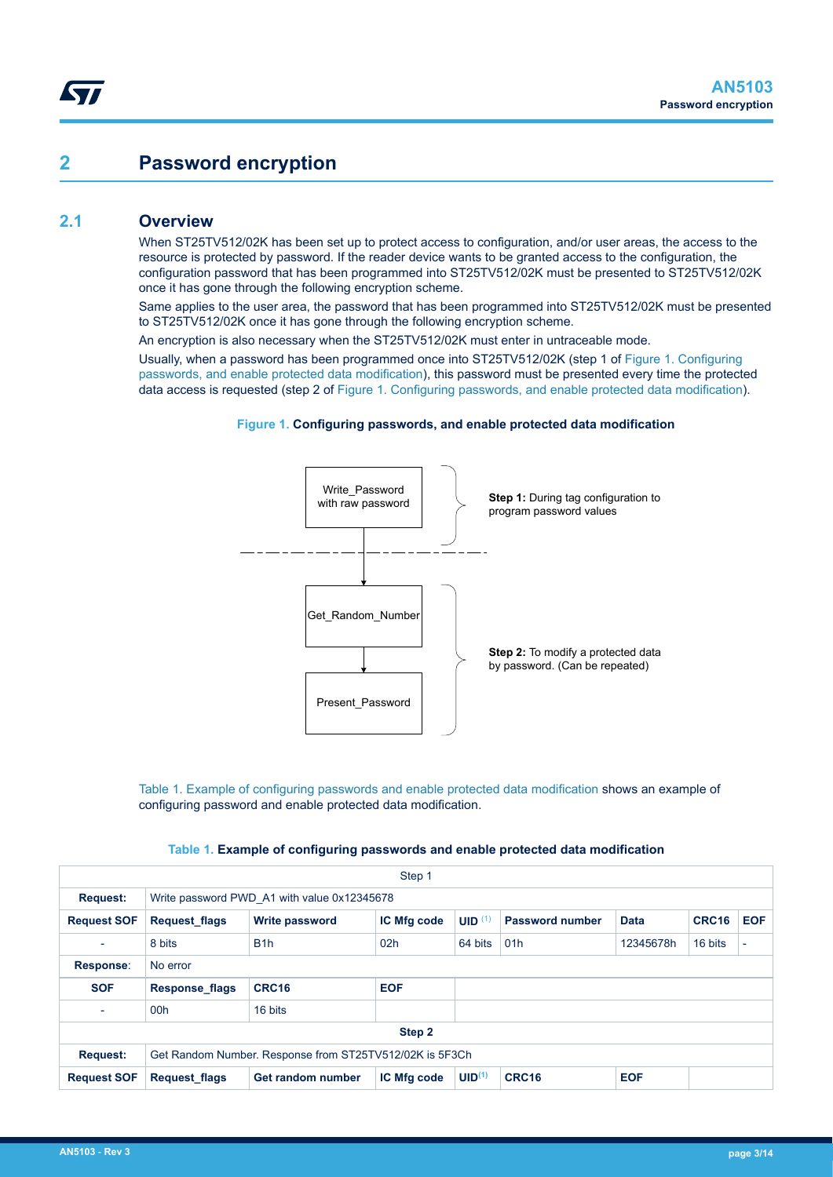# 2 Password encryption

## 2.1 Overview

When ST25TV512/02K has been set up to protect access to configuration, and/or user areas, the access to the resource is protected by password. If the reader device wants to be granted access to the configuration, the configuration password that has been programmed into ST25TV512/02K must be presented to ST25TV512/02K once it has gone through the following encryption scheme.

Same applies to the user area, the password that has been programmed into ST25TV512/02K must be presented to ST25TV512/02K once it has gone through the following encryption scheme.

An encryption is also necessary when the ST25TV512/02K must enter in untraceable mode.

Usually, when a password has been programmed once into ST25TV512/02K (step 1 of Figure 1. Configuring passwords, and enable protected data modification), this password must be presented every time the protected data access is requested (step 2 of Figure 1. Configuring passwords, and enable protected data modification).

**Figure 1. Configuring passwords, and enable protected data modification**

Write_Password with raw password → **Step 1:** During tag configuration to program password values

Get_Random_Number → Present_Password → **Step 2:** To modify a protected data by password. (Can be repeated)

Table 1. Example of configuring passwords and enable protected data modification shows an example of configuring password and enable protected data modification.

**Table 1. Example of configuring passwords and enable protected data modification**

| Step 1 | | | | | | | | |
|---|---|---|---|---|---|---|---|---|
| **Request:** | Write password PWD_A1 with value 0x12345678 | | | | | | | |
| **Request SOF** | **Request_flags** | **Write password** | **IC Mfg code** | **UID** (1) | **Password number** | **Data** | **CRC16** | **EOF** |
| - | 8 bits | B1h | 02h | 64 bits | 01h | 12345678h | 16 bits | - |
| **Response:** | No error | | | | | | | |
| **SOF** | **Response_flags** | **CRC16** | **EOF** | | | | | |
| - | 00h | 16 bits | | | | | | |
| **Step 2** | | | | | | | | |
| **Request:** | Get Random Number. Response from ST25TV512/02K is 5F3Ch | | | | | | | |
| **Request SOF** | **Request_flags** | **Get random number** | **IC Mfg code** | **UID**(1) | **CRC16** | **EOF** | | |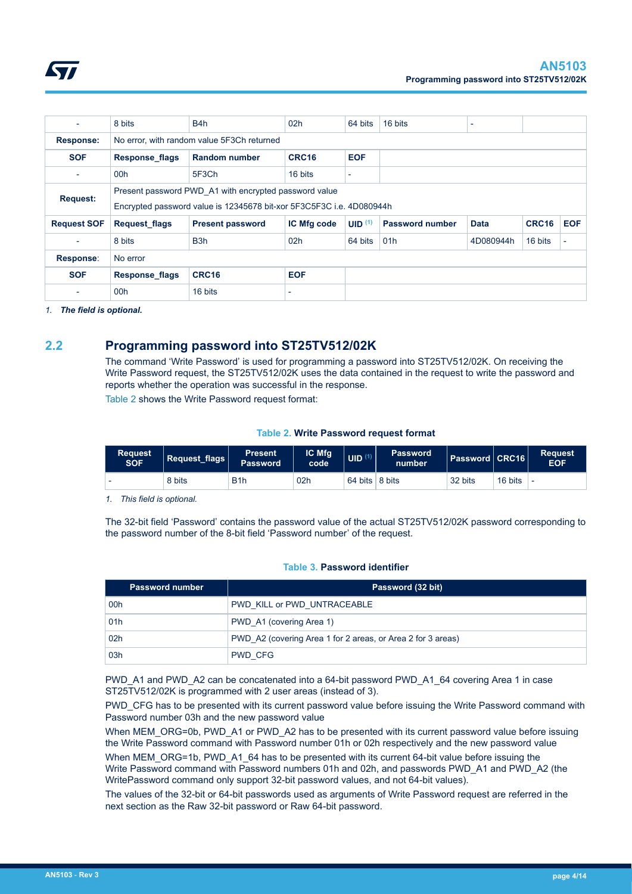| - | 8 bits | B4h | 02h | 64 bits | 16 bits | - | | |
|---|---|---|---|---|---|---|---|---|
| **Response:** | No error, with random value 5F3Ch returned | | | | | | | |
| **SOF** | **Response_flags** | **Random number** | **CRC16** | **EOF** | | | | |
| - | 00h | 5F3Ch | 16 bits | - | | | | |
| **Request:** | Present password PWD_A1 with encrypted password value<br>Encrypted password value is 12345678 bit-xor 5F3C5F3C i.e. 4D080944h | | | | | | | |
| **Request SOF** | **Request_flags** | **Present password** | **IC Mfg code** | **UID** (1) | **Password number** | **Data** | **CRC16** | **EOF** |
| - | 8 bits | B3h | 02h | 64 bits | 01h | 4D080944h | 16 bits | - |
| **Response**: | No error | | | | | | | |
| **SOF** | **Response_flags** | **CRC16** | **EOF** | | | | | |
| - | 00h | 16 bits | - | | | | | |

*1. The field is optional.*

## 2.2 Programming password into ST25TV512/02K

The command 'Write Password' is used for programming a password into ST25TV512/02K. On receiving the Write Password request, the ST25TV512/02K uses the data contained in the request to write the password and reports whether the operation was successful in the response.

Table 2 shows the Write Password request format:

**Table 2. Write Password request format**

| Request SOF | Request_flags | Present Password | IC Mfg code | UID (1) | Password number | Password | CRC16 | Request EOF |
|---|---|---|---|---|---|---|---|---|
| - | 8 bits | B1h | 02h | 64 bits | 8 bits | 32 bits | 16 bits | - |

*1. This field is optional.*

The 32-bit field 'Password' contains the password value of the actual ST25TV512/02K password corresponding to the password number of the 8-bit field 'Password number' of the request.

**Table 3. Password identifier**

| Password number | Password (32 bit) |
|---|---|
| 00h | PWD_KILL or PWD_UNTRACEABLE |
| 01h | PWD_A1 (covering Area 1) |
| 02h | PWD_A2 (covering Area 1 for 2 areas, or Area 2 for 3 areas) |
| 03h | PWD_CFG |

PWD_A1 and PWD_A2 can be concatenated into a 64-bit password PWD_A1_64 covering Area 1 in case ST25TV512/02K is programmed with 2 user areas (instead of 3).

PWD_CFG has to be presented with its current password value before issuing the Write Password command with Password number 03h and the new password value

When MEM_ORG=0b, PWD_A1 or PWD_A2 has to be presented with its current password value before issuing the Write Password command with Password number 01h or 02h respectively and the new password value

When MEM_ORG=1b, PWD_A1_64 has to be presented with its current 64-bit value before issuing the Write Password command with Password numbers 01h and 02h, and passwords PWD_A1 and PWD_A2 (the WritePassword command only support 32-bit password values, and not 64-bit values).

The values of the 32-bit or 64-bit passwords used as arguments of Write Password request are referred in the next section as the Raw 32-bit password or Raw 64-bit password.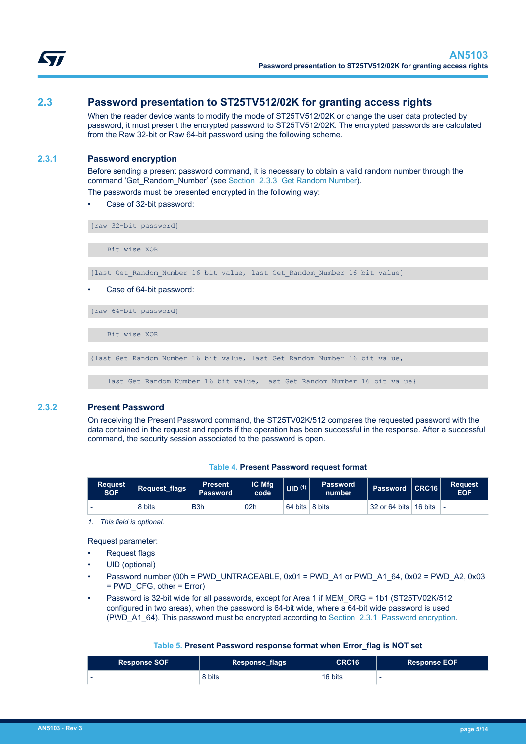## 2.3 Password presentation to ST25TV512/02K for granting access rights

When the reader device wants to modify the mode of ST25TV512/02K or change the user data protected by password, it must present the encrypted password to ST25TV512/02K. The encrypted passwords are calculated from the Raw 32-bit or Raw 64-bit password using the following scheme.

### 2.3.1 Password encryption

Before sending a present password command, it is necessary to obtain a valid random number through the command 'Get_Random_Number' (see Section 2.3.3 Get Random Number).

The passwords must be presented encrypted in the following way:

- Case of 32-bit password:

```
{raw 32-bit password}

    Bit wise XOR

{last Get_Random_Number 16 bit value, last Get_Random_Number 16 bit value}
```

- Case of 64-bit password:

```
{raw 64-bit password}

    Bit wise XOR

{last Get_Random_Number 16 bit value, last Get_Random_Number 16 bit value,

    last Get_Random_Number 16 bit value, last Get_Random_Number 16 bit value}
```

### 2.3.2 Present Password

On receiving the Present Password command, the ST25TV02K/512 compares the requested password with the data contained in the request and reports if the operation has been successful in the response. After a successful command, the security session associated to the password is open.

**Table 4. Present Password request format**

| Request SOF | Request_flags | Present Password | IC Mfg code | UID [1] | Password number | Password | CRC16 | Request EOF |
|---|---|---|---|---|---|---|---|---|
| - | 8 bits | B3h | 02h | 64 bits | 8 bits | 32 or 64 bits | 16 bits | - |

*1. This field is optional.*

Request parameter:

- Request flags
- UID (optional)
- Password number (00h = PWD_UNTRACEABLE, 0x01 = PWD_A1 or PWD_A1_64, 0x02 = PWD_A2, 0x03 = PWD_CFG, other = Error)
- Password is 32-bit wide for all passwords, except for Area 1 if MEM_ORG = 1b1 (ST25TV02K/512 configured in two areas), when the password is 64-bit wide, where a 64-bit wide password is used (PWD_A1_64). This password must be encrypted according to Section 2.3.1 Password encryption.

**Table 5. Present Password response format when Error_flag is NOT set**

| Response SOF | Response_flags | CRC16 | Response EOF |
|---|---|---|---|
| - | 8 bits | 16 bits | - |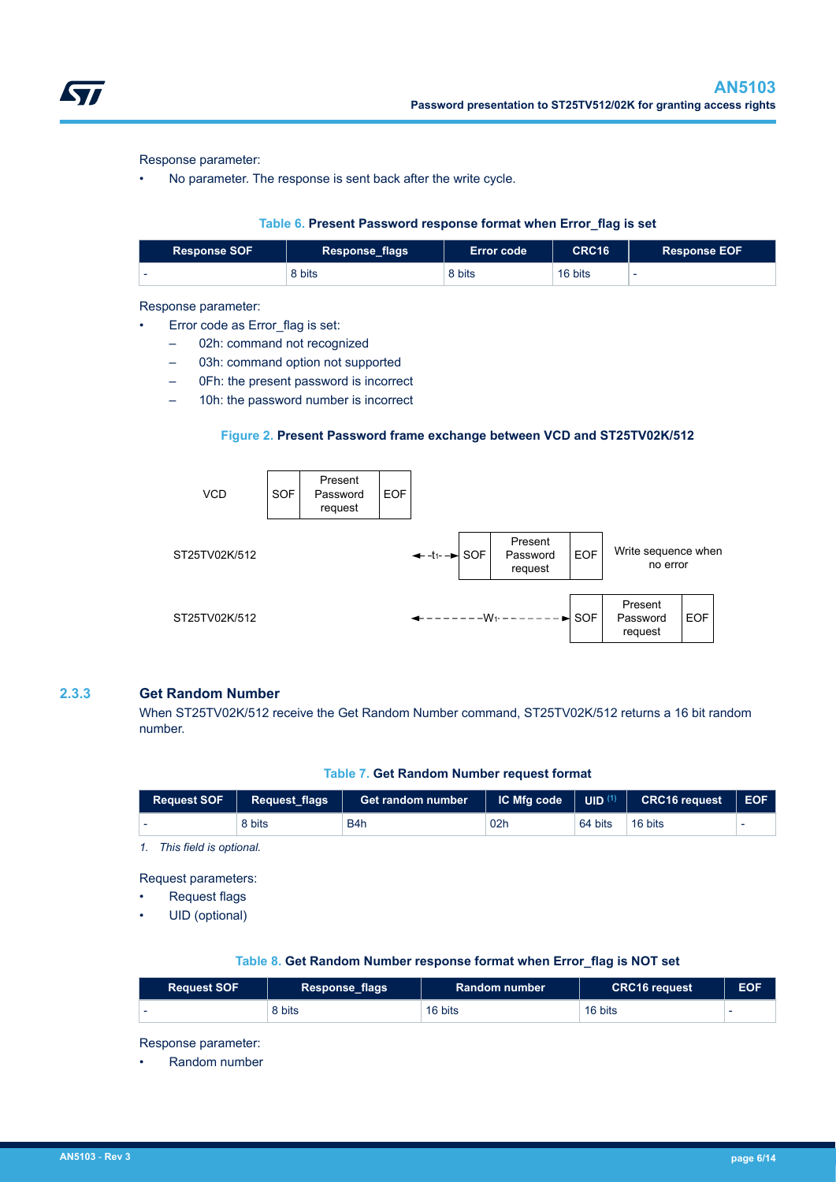Response parameter:

- No parameter. The response is sent back after the write cycle.

**Table 6. Present Password response format when Error_flag is set**

| Response SOF | Response_flags | Error code | CRC16 | Response EOF |
|---|---|---|---|---|
| - | 8 bits | 8 bits | 16 bits | - |

Response parameter:

- Error code as Error_flag is set:
  - 02h: command not recognized
  - 03h: command option not supported
  - 0Fh: the present password is incorrect
  - 10h: the password number is incorrect

**Figure 2. Present Password frame exchange between VCD and ST25TV02K/512**

VCD | SOF | Present Password request | EOF

ST25TV02K/512 ← t1 → | SOF | Present Password request | EOF | Write sequence when no error

ST25TV02K/512 ← W1 → | SOF | Present Password request | EOF

### 2.3.3 Get Random Number

When ST25TV02K/512 receive the Get Random Number command, ST25TV02K/512 returns a 16 bit random number.

**Table 7. Get Random Number request format**

| Request SOF | Request_flags | Get random number | IC Mfg code | UID (1) | CRC16 request | EOF |
|---|---|---|---|---|---|---|
| - | 8 bits | B4h | 02h | 64 bits | 16 bits | - |

*1. This field is optional.*

Request parameters:

- Request flags
- UID (optional)

**Table 8. Get Random Number response format when Error_flag is NOT set**

| Request SOF | Response_flags | Random number | CRC16 request | EOF |
|---|---|---|---|---|
| - | 8 bits | 16 bits | 16 bits | - |

Response parameter:

- Random number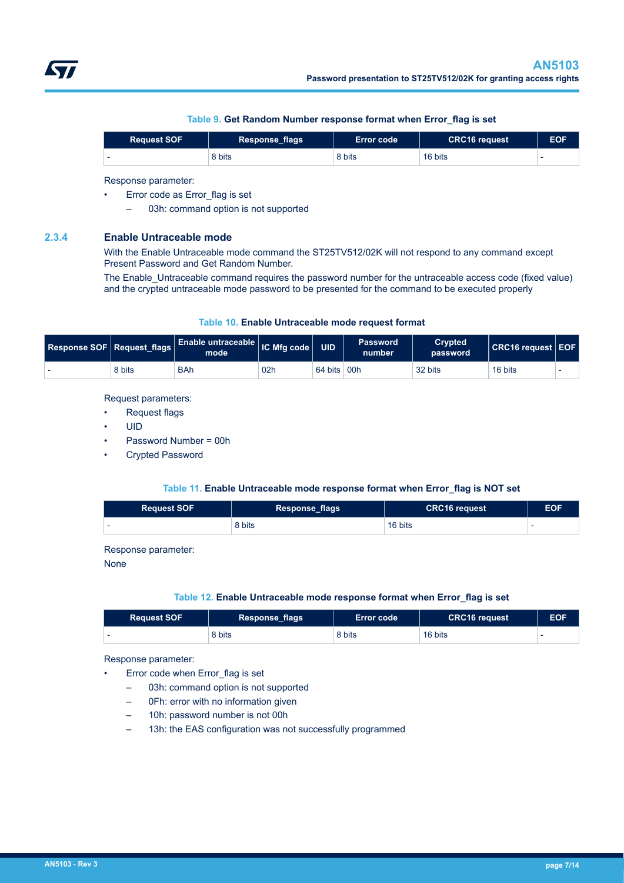Table 9. **Get Random Number response format when Error_flag is set**

| Request SOF | Response_flags | Error code | CRC16 request | EOF |
|---|---|---|---|---|
| - | 8 bits | 8 bits | 16 bits | - |

Response parameter:

- Error code as Error_flag is set
  - 03h: command option is not supported

### 2.3.4 Enable Untraceable mode

With the Enable Untraceable mode command the ST25TV512/02K will not respond to any command except Present Password and Get Random Number.

The Enable_Untraceable command requires the password number for the untraceable access code (fixed value) and the crypted untraceable mode password to be presented for the command to be executed properly

Table 10. **Enable Untraceable mode request format**

| Response SOF | Request_flags | Enable untraceable mode | IC Mfg code | UID | Password number | Crypted password | CRC16 request | EOF |
|---|---|---|---|---|---|---|---|---|
| - | 8 bits | BAh | 02h | 64 bits | 00h | 32 bits | 16 bits | - |

Request parameters:

- Request flags
- UID
- Password Number = 00h
- Crypted Password

Table 11. **Enable Untraceable mode response format when Error_flag is NOT set**

| Request SOF | Response_flags | CRC16 request | EOF |
|---|---|---|---|
| - | 8 bits | 16 bits | - |

Response parameter:

None

Table 12. **Enable Untraceable mode response format when Error_flag is set**

| Request SOF | Response_flags | Error code | CRC16 request | EOF |
|---|---|---|---|---|
| - | 8 bits | 8 bits | 16 bits | - |

Response parameter:

- Error code when Error_flag is set
  - 03h: command option is not supported
  - 0Fh: error with no information given
  - 10h: password number is not 00h
  - 13h: the EAS configuration was not successfully programmed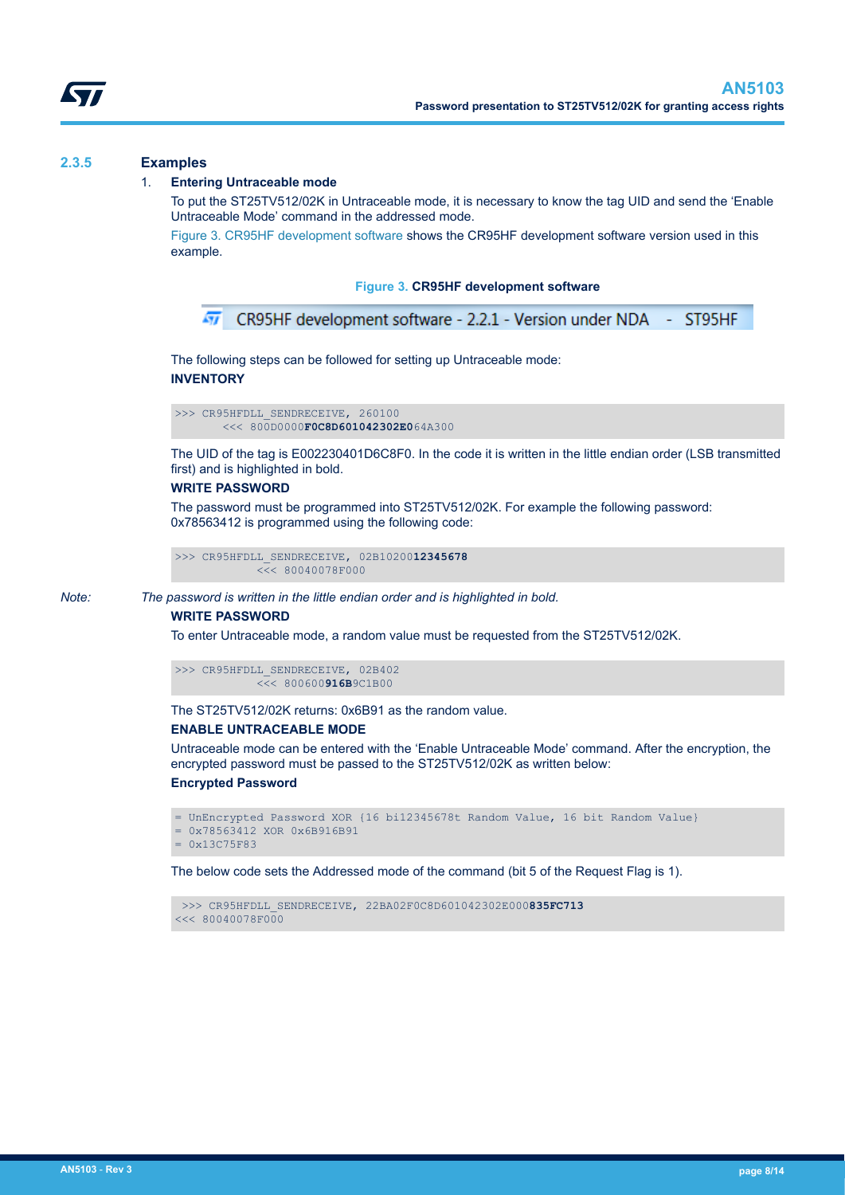### 2.3.5 Examples

1. **Entering Untraceable mode**

   To put the ST25TV512/02K in Untraceable mode, it is necessary to know the tag UID and send the 'Enable Untraceable Mode' command in the addressed mode.

   Figure 3. CR95HF development software shows the CR95HF development software version used in this example.

   **Figure 3. CR95HF development software**

   CR95HF development software - 2.2.1 - Version under NDA - ST95HF

   The following steps can be followed for setting up Untraceable mode:

   **INVENTORY**

   ```
   >>> CR95HFDLL_SENDRECEIVE, 260100
          <<< 800D0000F0C8D601042302E064A300
   ```

   The UID of the tag is E002230401D6C8F0. In the code it is written in the little endian order (LSB transmitted first) and is highlighted in bold.

   **WRITE PASSWORD**

   The password must be programmed into ST25TV512/02K. For example the following password: 0x78563412 is programmed using the following code:

   ```
   >>> CR95HFDLL_SENDRECEIVE, 02B1020012345678
             <<< 80040078F000
   ```

*Note: The password is written in the little endian order and is highlighted in bold.*

   **WRITE PASSWORD**

   To enter Untraceable mode, a random value must be requested from the ST25TV512/02K.

   ```
   >>> CR95HFDLL_SENDRECEIVE, 02B402
             <<< 800600916B9C1B00
   ```

   The ST25TV512/02K returns: 0x6B91 as the random value.

   **ENABLE UNTRACEABLE MODE**

   Untraceable mode can be entered with the 'Enable Untraceable Mode' command. After the encryption, the encrypted password must be passed to the ST25TV512/02K as written below:

   **Encrypted Password**

   ```
   = UnEncrypted Password XOR {16 bi12345678t Random Value, 16 bit Random Value}
   = 0x78563412 XOR 0x6B916B91
   = 0x13C75F83
   ```

   The below code sets the Addressed mode of the command (bit 5 of the Request Flag is 1).

   ```
    >>> CR95HFDLL_SENDRECEIVE, 22BA02F0C8D601042302E000835FC713
   <<< 80040078F000
   ```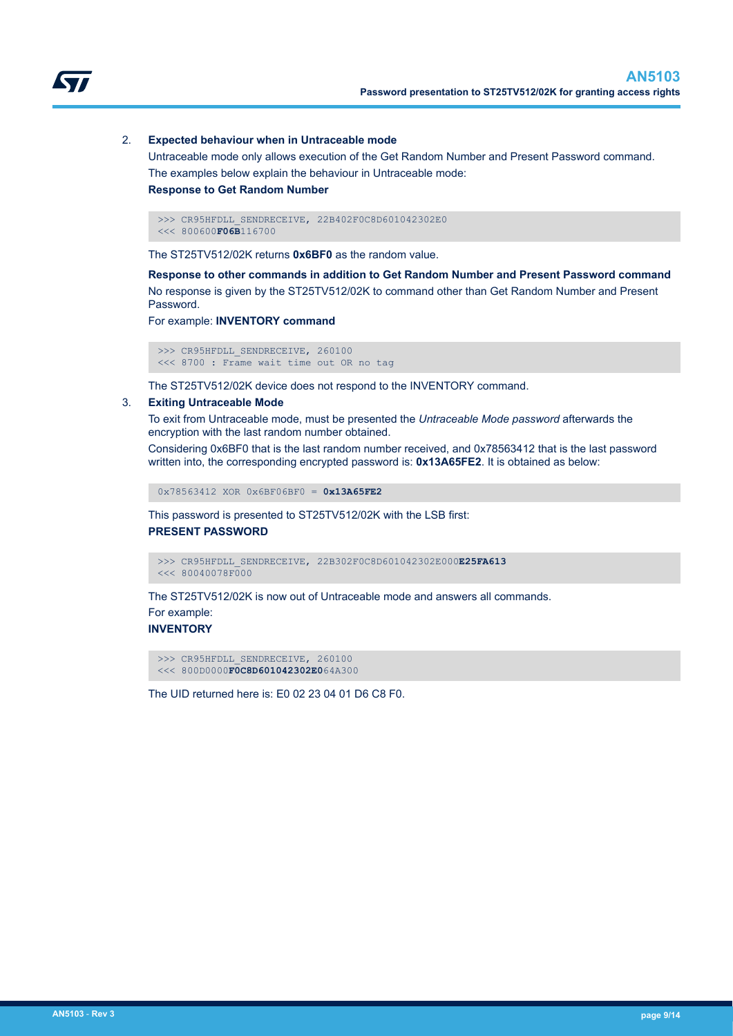2. **Expected behaviour when in Untraceable mode**

   Untraceable mode only allows execution of the Get Random Number and Present Password command.

   The examples below explain the behaviour in Untraceable mode:

   **Response to Get Random Number**

```
>>> CR95HFDLL_SENDRECEIVE, 22B402F0C8D601042302E0
<<< 800600F06B116700
```

   The ST25TV512/02K returns **0x6BF0** as the random value.

   **Response to other commands in addition to Get Random Number and Present Password command**

   No response is given by the ST25TV512/02K to command other than Get Random Number and Present Password.

   For example: **INVENTORY command**

```
>>> CR95HFDLL_SENDRECEIVE, 260100
<<< 8700 : Frame wait time out OR no tag
```

   The ST25TV512/02K device does not respond to the INVENTORY command.

3. **Exiting Untraceable Mode**

   To exit from Untraceable mode, must be presented the *Untraceable Mode password* afterwards the encryption with the last random number obtained.

   Considering 0x6BF0 that is the last random number received, and 0x78563412 that is the last password written into, the corresponding encrypted password is: **0x13A65FE2**. It is obtained as below:

```
0x78563412 XOR 0x6BF06BF0 = 0x13A65FE2
```

   This password is presented to ST25TV512/02K with the LSB first:

   **PRESENT PASSWORD**

```
>>> CR95HFDLL_SENDRECEIVE, 22B302F0C8D601042302E000E25FA613
<<< 80040078F000
```

   The ST25TV512/02K is now out of Untraceable mode and answers all commands.

   For example:

   **INVENTORY**

```
>>> CR95HFDLL_SENDRECEIVE, 260100
<<< 800D0000F0C8D601042302E064A300
```

   The UID returned here is: E0 02 23 04 01 D6 C8 F0.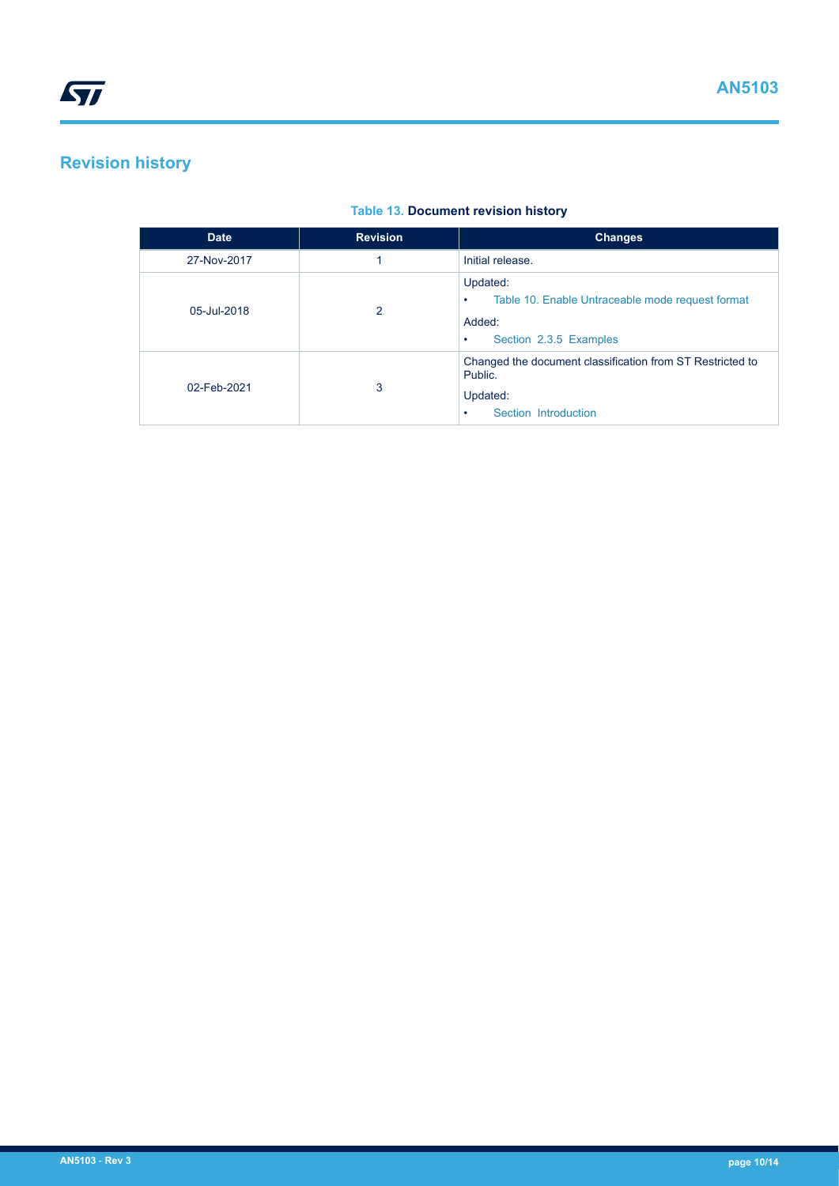## Revision history

**Table 13. Document revision history**

| Date | Revision | Changes |
|---|---|---|
| 27-Nov-2017 | 1 | Initial release. |
| 05-Jul-2018 | 2 | Updated:<br>• Table 10. Enable Untraceable mode request format<br>Added:<br>• Section 2.3.5 Examples |
| 02-Feb-2021 | 3 | Changed the document classification from ST Restricted to Public.<br>Updated:<br>• Section Introduction |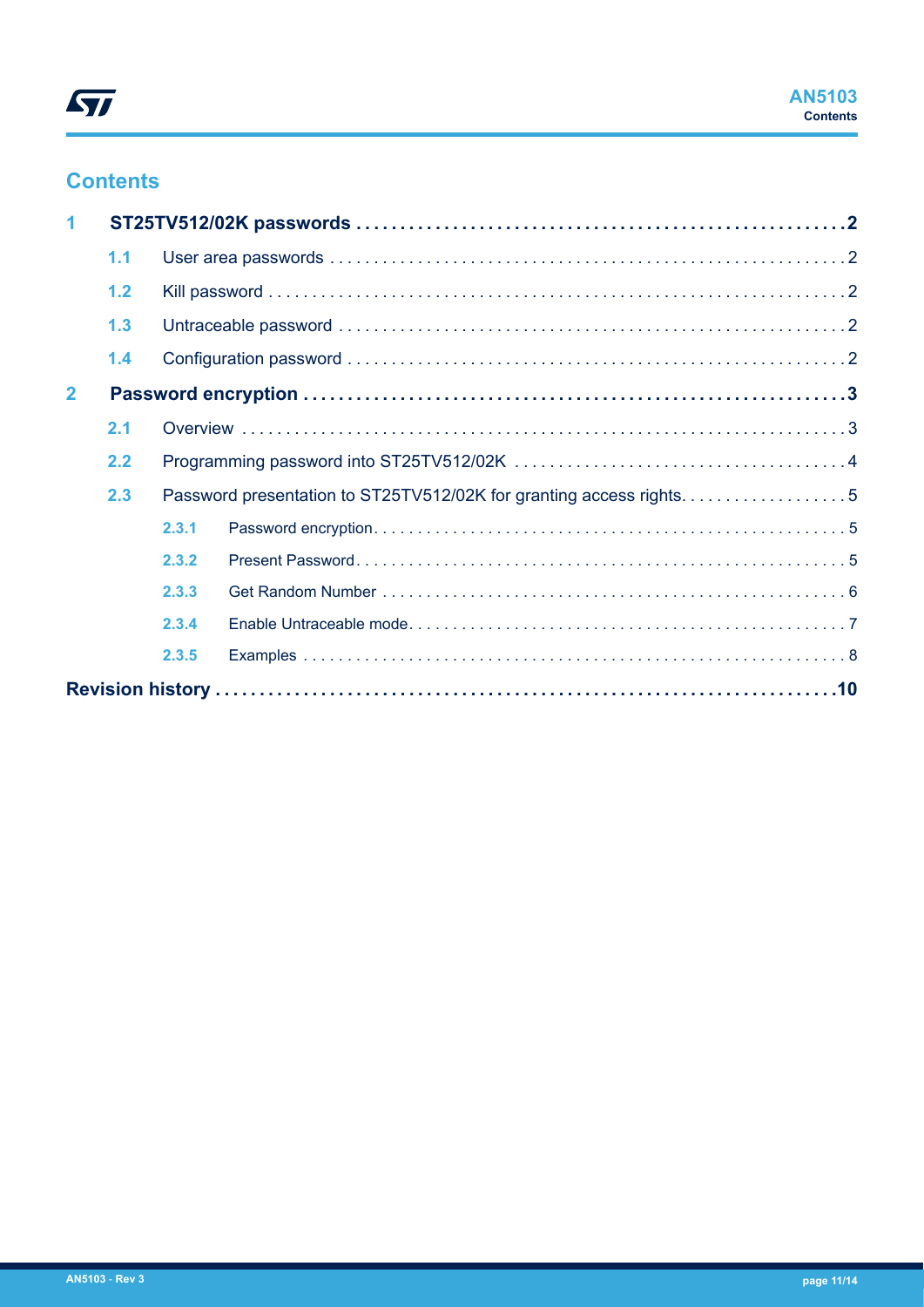# Contents

| | | |
|---|---|---|
| **1** | **ST25TV512/02K passwords** | **2** |
| 1.1 | User area passwords | 2 |
| 1.2 | Kill password | 2 |
| 1.3 | Untraceable password | 2 |
| 1.4 | Configuration password | 2 |
| **2** | **Password encryption** | **3** |
| 2.1 | Overview | 3 |
| 2.2 | Programming password into ST25TV512/02K | 4 |
| 2.3 | Password presentation to ST25TV512/02K for granting access rights | 5 |
| 2.3.1 | Password encryption | 5 |
| 2.3.2 | Present Password | 5 |
| 2.3.3 | Get Random Number | 6 |
| 2.3.4 | Enable Untraceable mode | 7 |
| 2.3.5 | Examples | 8 |
| | **Revision history** | **10** |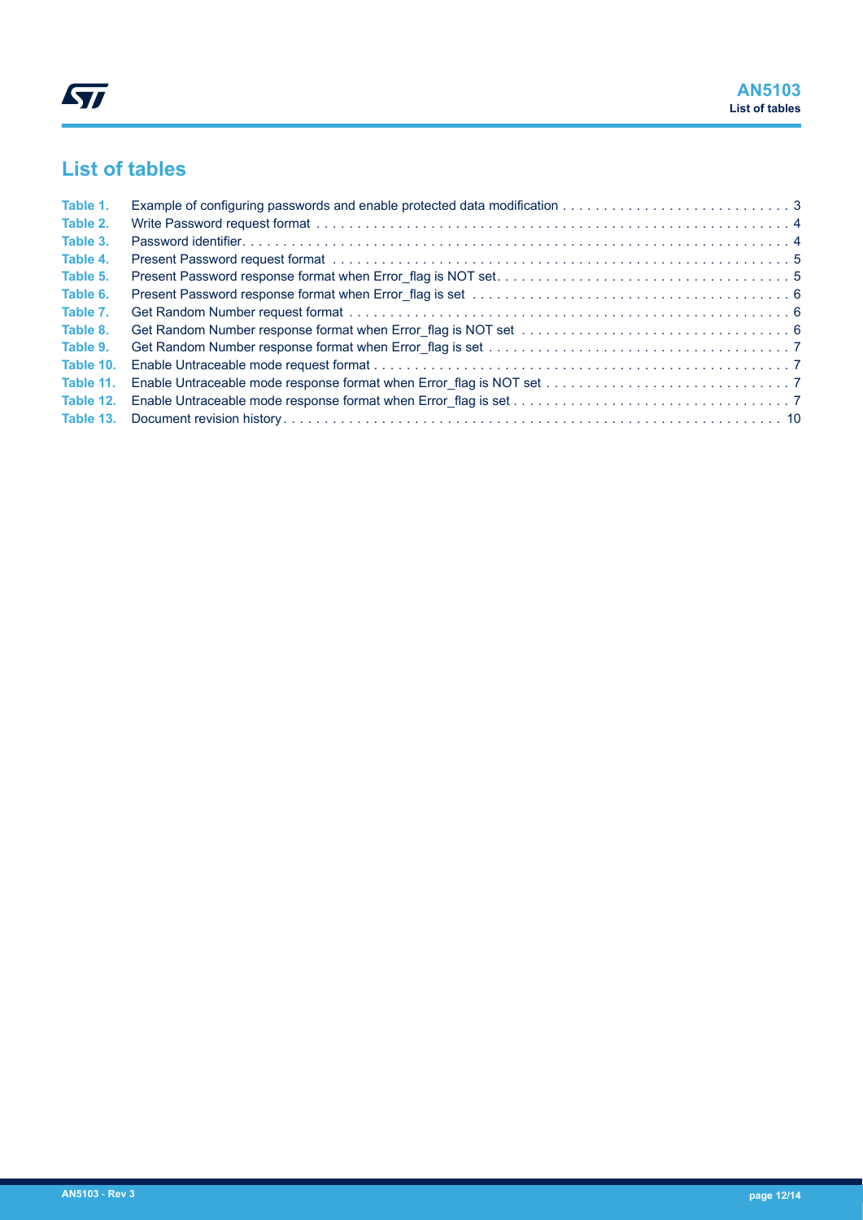# List of tables

Table 1. Example of configuring passwords and enable protected data modification . . . . . 3
Table 2. Write Password request format . . . . . 4
Table 3. Password identifier. . . . . 4
Table 4. Present Password request format . . . . . 5
Table 5. Present Password response format when Error_flag is NOT set. . . . . 5
Table 6. Present Password response format when Error_flag is set . . . . . 6
Table 7. Get Random Number request format . . . . . 6
Table 8. Get Random Number response format when Error_flag is NOT set . . . . . 6
Table 9. Get Random Number response format when Error_flag is set . . . . . 7
Table 10. Enable Untraceable mode request format . . . . . 7
Table 11. Enable Untraceable mode response format when Error_flag is NOT set . . . . . 7
Table 12. Enable Untraceable mode response format when Error_flag is set . . . . . 7
Table 13. Document revision history . . . . . 10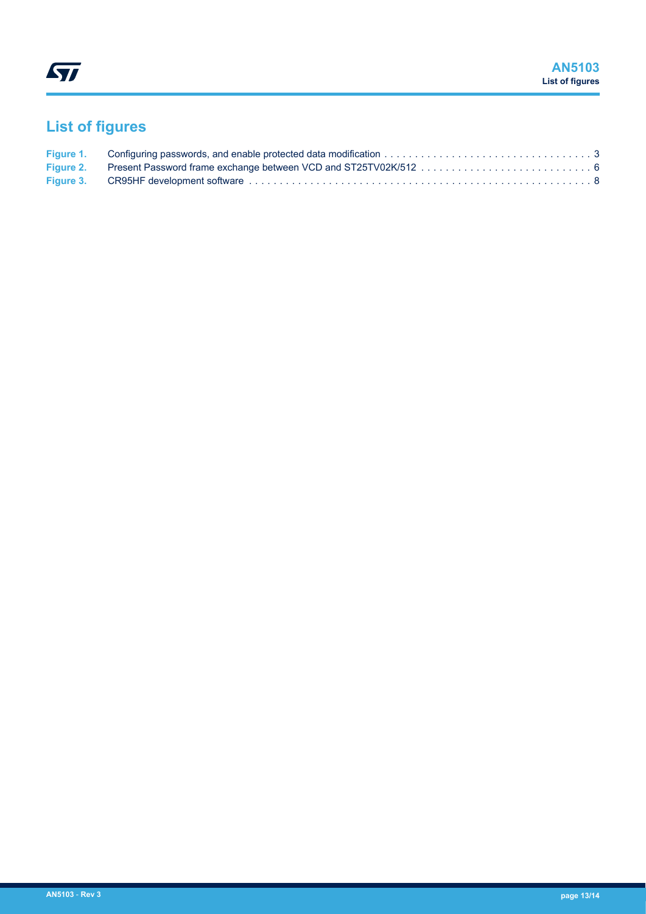# List of figures

- **Figure 1.** Configuring passwords, and enable protected data modification . . . . . . . . . . . . . . . . . . . . . . . . . . . . . . . . . 3
- **Figure 2.** Present Password frame exchange between VCD and ST25TV02K/512 . . . . . . . . . . . . . . . . . . . . . . . . . . . 6
- **Figure 3.** CR95HF development software . . . . . . . . . . . . . . . . . . . . . . . . . . . . . . . . . . . . . . . . . . . . . . . . . . . . . . . 8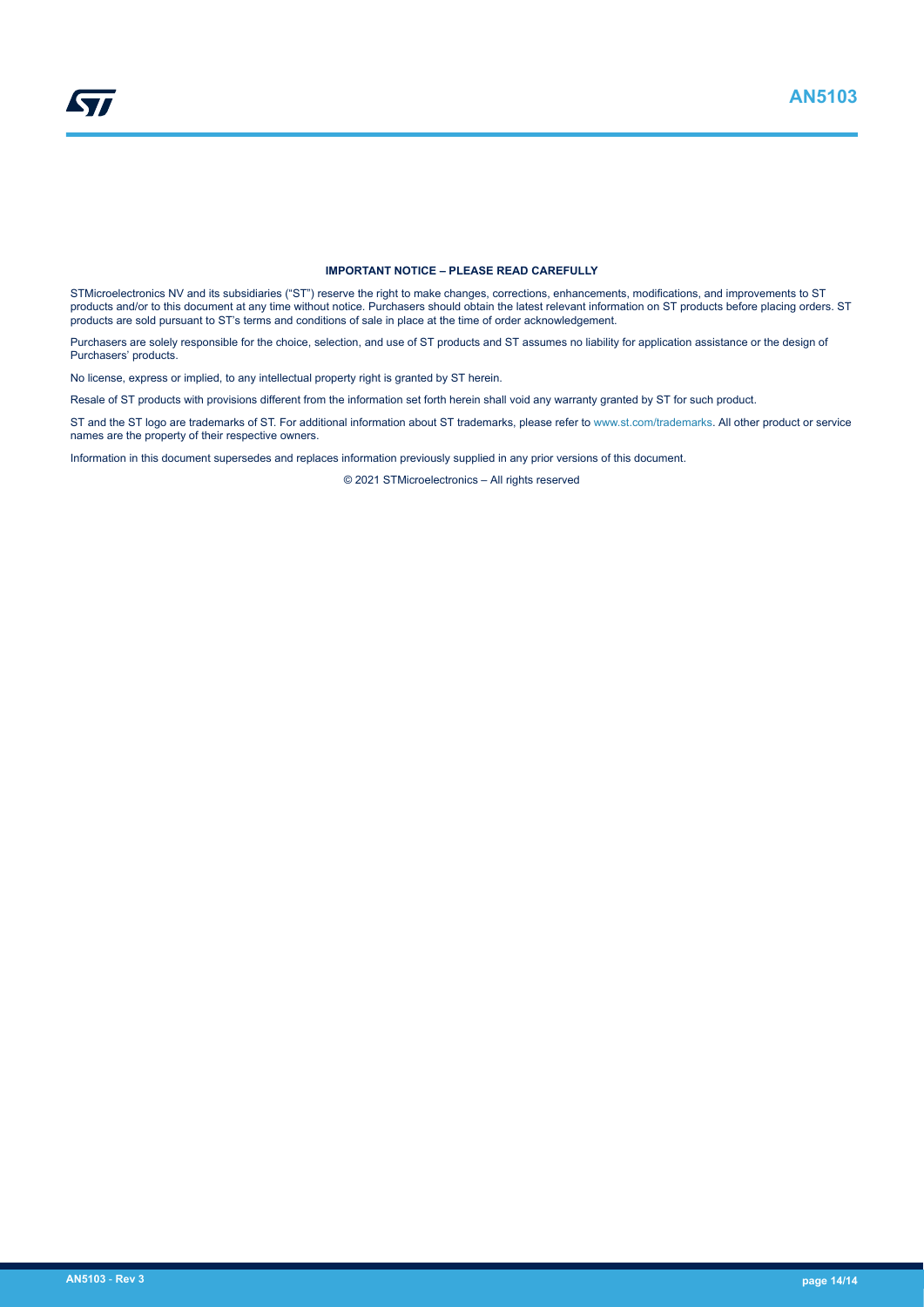**IMPORTANT NOTICE – PLEASE READ CAREFULLY**

STMicroelectronics NV and its subsidiaries ("ST") reserve the right to make changes, corrections, enhancements, modifications, and improvements to ST products and/or to this document at any time without notice. Purchasers should obtain the latest relevant information on ST products before placing orders. ST products are sold pursuant to ST's terms and conditions of sale in place at the time of order acknowledgement.

Purchasers are solely responsible for the choice, selection, and use of ST products and ST assumes no liability for application assistance or the design of Purchasers' products.

No license, express or implied, to any intellectual property right is granted by ST herein.

Resale of ST products with provisions different from the information set forth herein shall void any warranty granted by ST for such product.

ST and the ST logo are trademarks of ST. For additional information about ST trademarks, please refer to www.st.com/trademarks. All other product or service names are the property of their respective owners.

Information in this document supersedes and replaces information previously supplied in any prior versions of this document.

© 2021 STMicroelectronics – All rights reserved